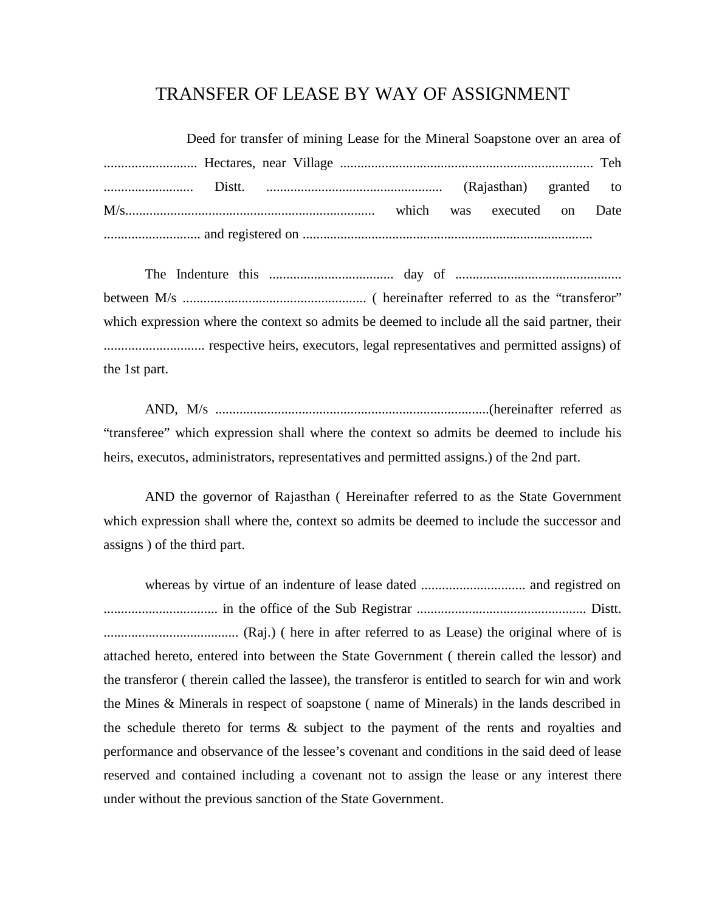# TRANSFER OF LEASE BY WAY OF ASSIGNMENT

Deed for transfer of mining Lease for the Mineral Soapstone over an area of ........................... Hectares, near Village ........................................................................ Teh .......................... Distt. .................................................. (Rajasthan) granted to M/s........................................................................ which was executed on Date ............................ and registered on ...................................................................................

The Indenture this .................................... day of ................................................ between M/s ..................................................... ( hereinafter referred to as the "transferor" which expression where the context so admits be deemed to include all the said partner, their ............................. respective heirs, executors, legal representatives and permitted assigns) of the 1st part.

AND, M/s ...............................................................................(hereinafter referred as "transferee" which expression shall where the context so admits be deemed to include his heirs, executos, administrators, representatives and permitted assigns.) of the 2nd part.

AND the governor of Rajasthan ( Hereinafter referred to as the State Government which expression shall where the, context so admits be deemed to include the successor and assigns ) of the third part.

whereas by virtue of an indenture of lease dated .............................. and registred on ................................. in the office of the Sub Registrar ................................................ Distt. ....................................... (Raj.) ( here in after referred to as Lease) the original where of is attached hereto, entered into between the State Government ( therein called the lessor) and the transferor ( therein called the lassee), the transferor is entitled to search for win and work the Mines & Minerals in respect of soapstone ( name of Minerals) in the lands described in the schedule thereto for terms & subject to the payment of the rents and royalties and performance and observance of the lessee's covenant and conditions in the said deed of lease reserved and contained including a covenant not to assign the lease or any interest there under without the previous sanction of the State Government.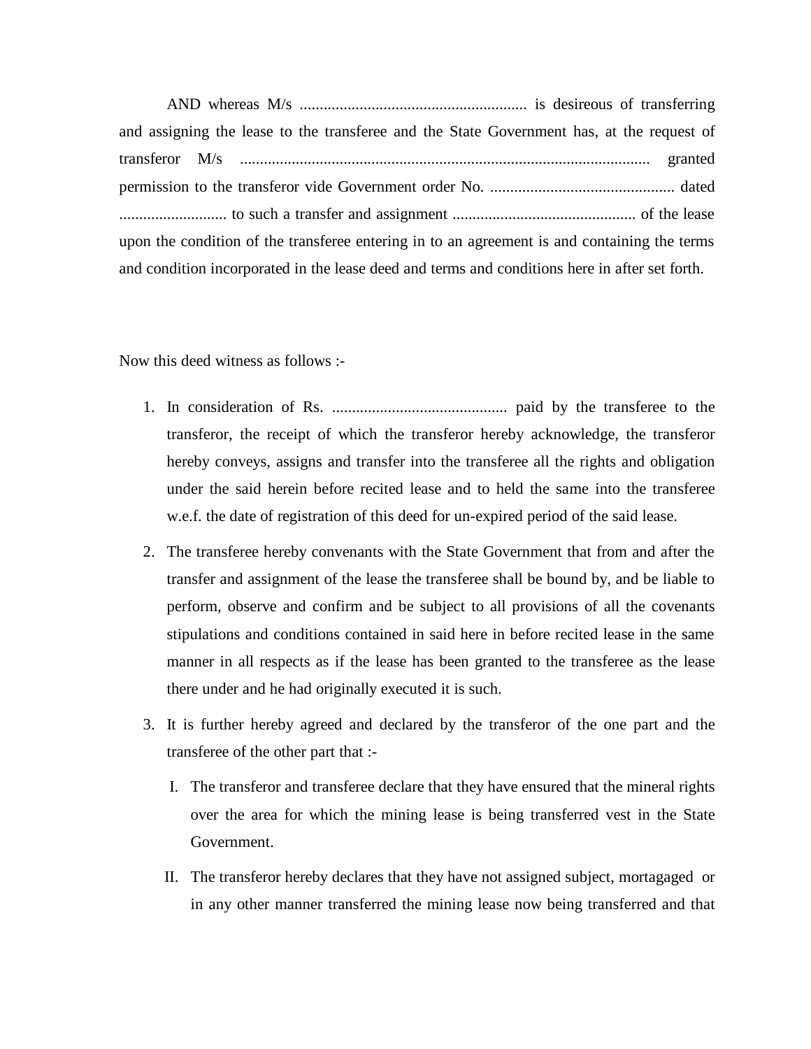AND whereas M/s ......................................................... is desireous of transferring and assigning the lease to the transferee and the State Government has, at the request of transferor M/s ....................................................................................................... granted permission to the transferor vide Government order No. .............................................. dated ........................... to such a transfer and assignment .............................................. of the lease upon the condition of the transferee entering in to an agreement is and containing the terms and condition incorporated in the lease deed and terms and conditions here in after set forth.

Now this deed witness as follows :-

1. In consideration of Rs. ............................................ paid by the transferee to the transferor, the receipt of which the transferor hereby acknowledge, the transferor hereby conveys, assigns and transfer into the transferee all the rights and obligation under the said herein before recited lease and to held the same into the transferee w.e.f. the date of registration of this deed for un-expired period of the said lease.
2. The transferee hereby convenants with the State Government that from and after the transfer and assignment of the lease the transferee shall be bound by, and be liable to perform, observe and confirm and be subject to all provisions of all the covenants stipulations and conditions contained in said here in before recited lease in the same manner in all respects as if the lease has been granted to the transferee as the lease there under and he had originally executed it is such.
3. It is further hereby agreed and declared by the transferor of the one part and the transferee of the other part that :-
   - I. The transferor and transferee declare that they have ensured that the mineral rights over the area for which the mining lease is being transferred vest in the State Government.
   - II. The transferor hereby declares that they have not assigned subject, mortagaged or in any other manner transferred the mining lease now being transferred and that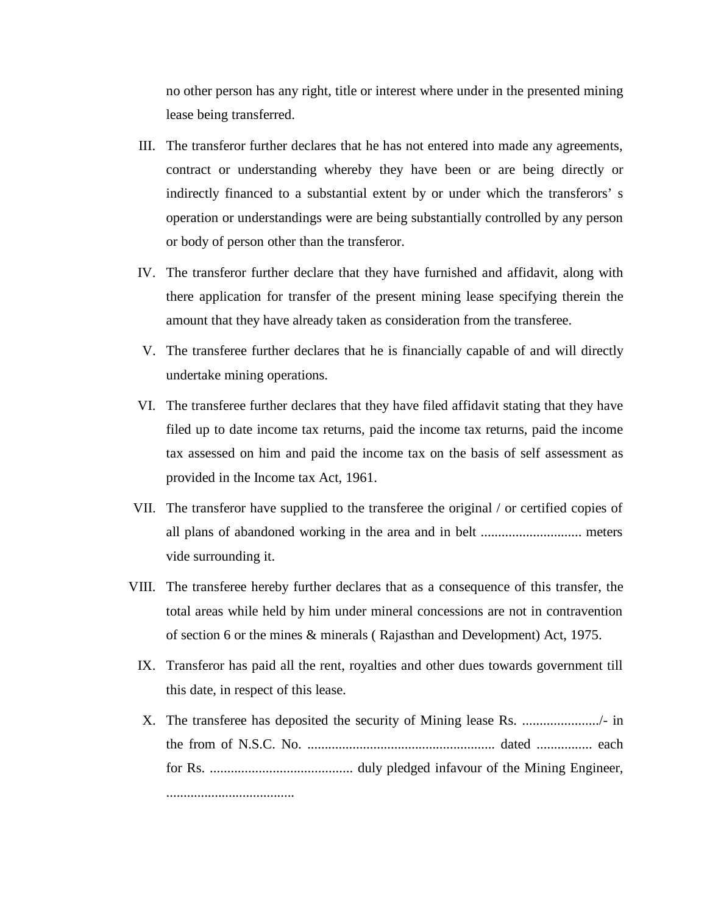no other person has any right, title or interest where under in the presented mining lease being transferred.

III. The transferor further declares that he has not entered into made any agreements, contract or understanding whereby they have been or are being directly or indirectly financed to a substantial extent by or under which the transferors' s operation or understandings were are being substantially controlled by any person or body of person other than the transferor.

IV. The transferor further declare that they have furnished and affidavit, along with there application for transfer of the present mining lease specifying therein the amount that they have already taken as consideration from the transferee.

V. The transferee further declares that he is financially capable of and will directly undertake mining operations.

VI. The transferee further declares that they have filed affidavit stating that they have filed up to date income tax returns, paid the income tax returns, paid the income tax assessed on him and paid the income tax on the basis of self assessment as provided in the Income tax Act, 1961.

VII. The transferor have supplied to the transferee the original / or certified copies of all plans of abandoned working in the area and in belt ............................ meters vide surrounding it.

VIII. The transferee hereby further declares that as a consequence of this transfer, the total areas while held by him under mineral concessions are not in contravention of section 6 or the mines & minerals ( Rajasthan and Development) Act, 1975.

IX. Transferor has paid all the rent, royalties and other dues towards government till this date, in respect of this lease.

X. The transferee has deposited the security of Mining lease Rs. ....................../- in the from of N.S.C. No. ...................................................... dated ................ each for Rs. ......................................... duly pledged infavour of the Mining Engineer, .....................................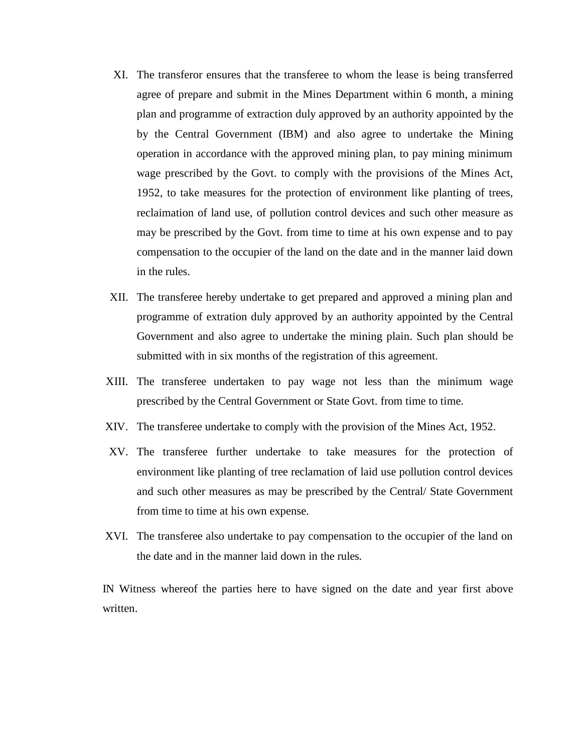XI. The transferor ensures that the transferee to whom the lease is being transferred agree of prepare and submit in the Mines Department within 6 month, a mining plan and programme of extraction duly approved by an authority appointed by the by the Central Government (IBM) and also agree to undertake the Mining operation in accordance with the approved mining plan, to pay mining minimum wage prescribed by the Govt. to comply with the provisions of the Mines Act, 1952, to take measures for the protection of environment like planting of trees, reclaimation of land use, of pollution control devices and such other measure as may be prescribed by the Govt. from time to time at his own expense and to pay compensation to the occupier of the land on the date and in the manner laid down in the rules.

XII. The transferee hereby undertake to get prepared and approved a mining plan and programme of extration duly approved by an authority appointed by the Central Government and also agree to undertake the mining plain. Such plan should be submitted with in six months of the registration of this agreement.

XIII. The transferee undertaken to pay wage not less than the minimum wage prescribed by the Central Government or State Govt. from time to time.

XIV. The transferee undertake to comply with the provision of the Mines Act, 1952.

XV. The transferee further undertake to take measures for the protection of environment like planting of tree reclamation of laid use pollution control devices and such other measures as may be prescribed by the Central/ State Government from time to time at his own expense.

XVI. The transferee also undertake to pay compensation to the occupier of the land on the date and in the manner laid down in the rules.

IN Witness whereof the parties here to have signed on the date and year first above written.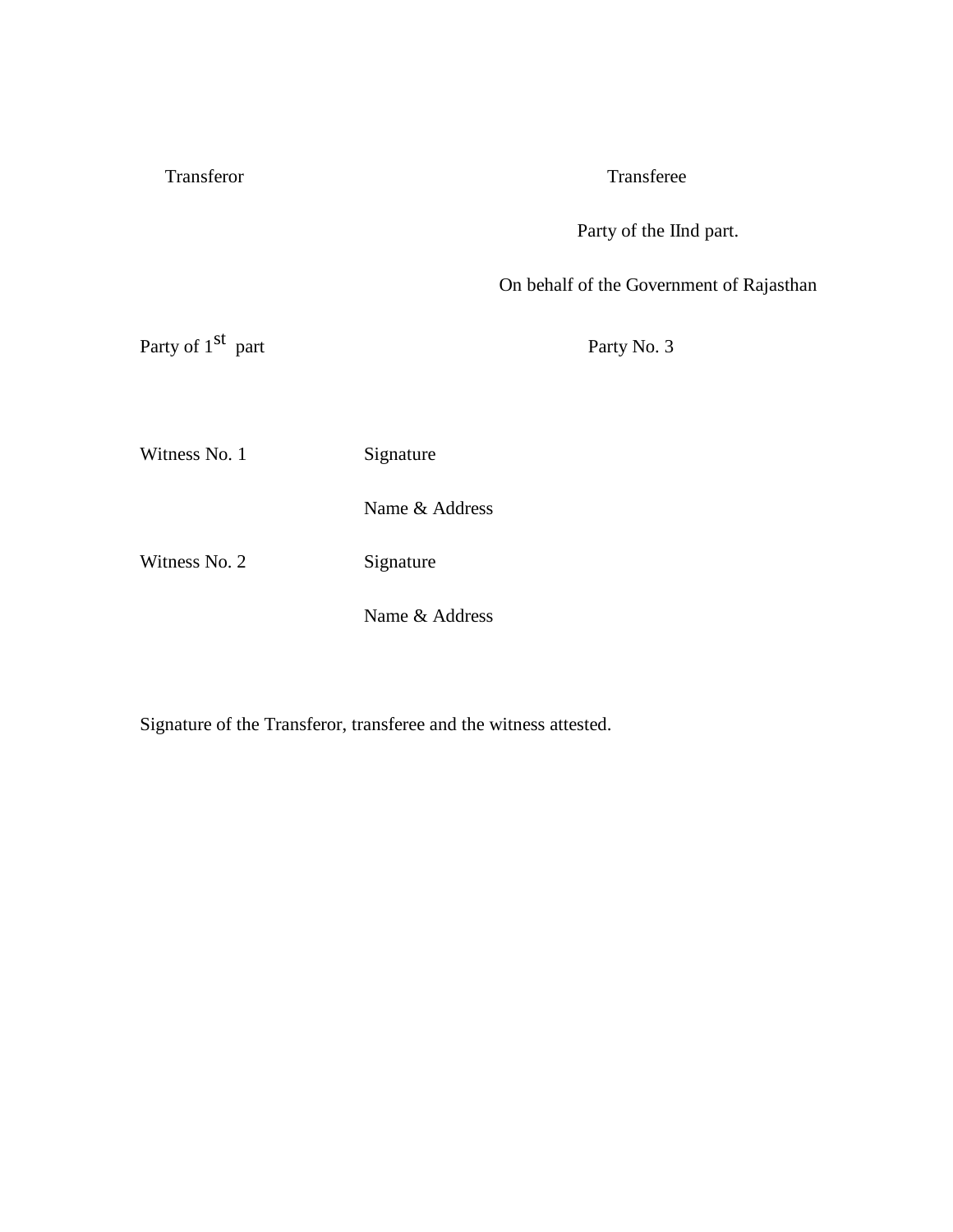| | |
|---|---|
| Transferor | Transferee |
| | Party of the IInd part. |
| | On behalf of the Government of Rajasthan |
| Party of 1st part | Party No. 3 |

| | |
|---|---|
| Witness No. 1 | Signature |
| | Name & Address |
| Witness No. 2 | Signature |
| | Name & Address |

Signature of the Transferor, transferee and the witness attested.